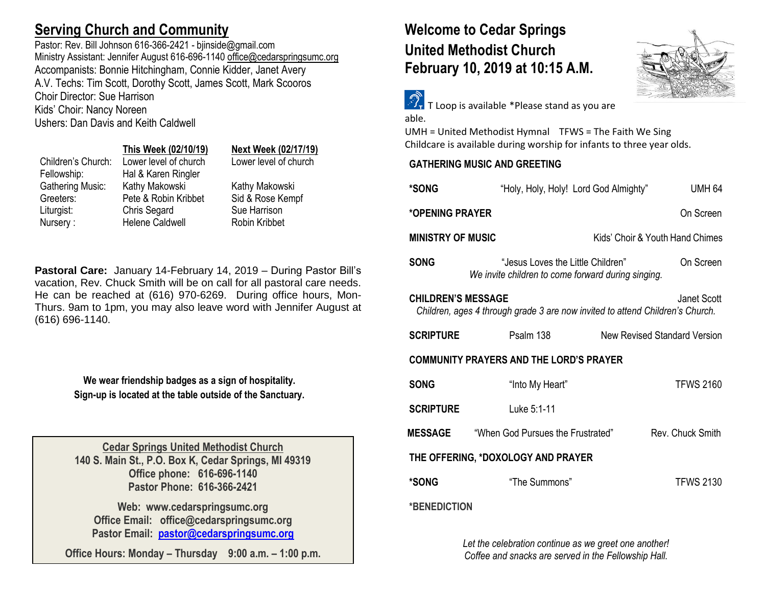## Serving Church and Community

Pastor: Rev. Bill Johnson 616-366-2421 - bjinside@gmail.com
Ministry Assistant: Jennifer August 616-696-1140 office@cedarspringsumc.org
Accompanists: Bonnie Hitchingham, Connie Kidder, Janet Avery
A.V. Techs: Tim Scott, Dorothy Scott, James Scott, Mark Scooros
Choir Director: Sue Harrison
Kids' Choir: Nancy Noreen
Ushers: Dan Davis and Keith Caldwell

| | This Week (02/10/19) | Next Week (02/17/19) |
|---|---|---|
| Children's Church: | Lower level of church | Lower level of church |
| Fellowship: | Hal & Karen Ringler | |
| Gathering Music: | Kathy Makowski | Kathy Makowski |
| Greeters: | Pete & Robin Kribbet | Sid & Rose Kempf |
| Liturgist: | Chris Segard | Sue Harrison |
| Nursery : | Helene Caldwell | Robin Kribbet |

**Pastoral Care:** January 14-February 14, 2019 – During Pastor Bill's vacation, Rev. Chuck Smith will be on call for all pastoral care needs. He can be reached at (616) 970-6269. During office hours, Mon-Thurs. 9am to 1pm, you may also leave word with Jennifer August at (616) 696-1140.

**We wear friendship badges as a sign of hospitality.**
**Sign-up is located at the table outside of the Sanctuary.**

**Cedar Springs United Methodist Church**
**140 S. Main St., P.O. Box K, Cedar Springs, MI 49319**
**Office phone: 616-696-1140**
**Pastor Phone: 616-366-2421**

**Web: www.cedarspringsumc.org**
**Office Email: office@cedarspringsumc.org**
**Pastor Email: pastor@cedarspringsumc.org**

**Office Hours: Monday – Thursday 9:00 a.m. – 1:00 p.m.**

# Welcome to Cedar Springs United Methodist Church February 10, 2019 at 10:15 A.M.

T Loop is available *Please stand as you are able.
UMH = United Methodist Hymnal TFWS = The Faith We Sing
Childcare is available during worship for infants to three year olds.

**GATHERING MUSIC AND GREETING**

**\*SONG** "Holy, Holy, Holy! Lord God Almighty" UMH 64

**\*OPENING PRAYER** On Screen

**MINISTRY OF MUSIC** Kids' Choir & Youth Hand Chimes

**SONG** "Jesus Loves the Little Children" On Screen
*We invite children to come forward during singing.*

**CHILDREN'S MESSAGE** Janet Scott
*Children, ages 4 through grade 3 are now invited to attend Children's Church.*

**SCRIPTURE** Psalm 138 New Revised Standard Version

**COMMUNITY PRAYERS AND THE LORD'S PRAYER**

**SONG** "Into My Heart" TFWS 2160

**SCRIPTURE** Luke 5:1-11

**MESSAGE** "When God Pursues the Frustrated" Rev. Chuck Smith

**THE OFFERING, *DOXOLOGY AND PRAYER**

**\*SONG** "The Summons" TFWS 2130

**\*BENEDICTION**

*Let the celebration continue as we greet one another!*
*Coffee and snacks are served in the Fellowship Hall.*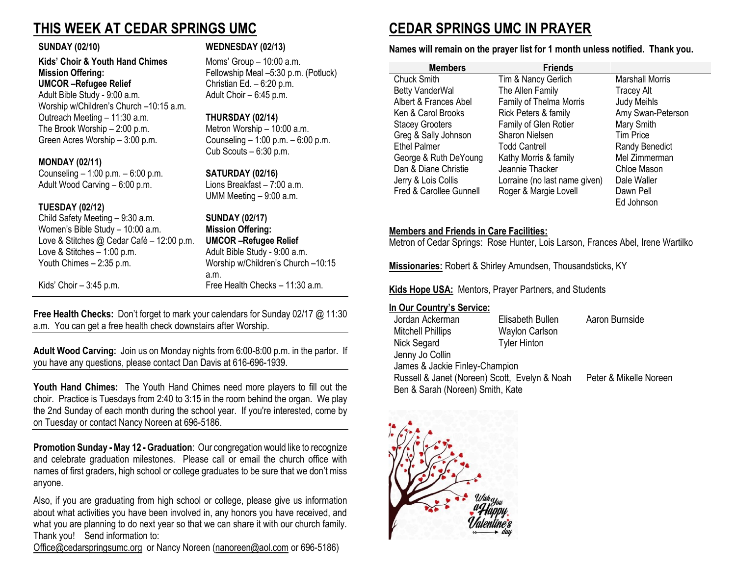# THIS WEEK AT CEDAR SPRINGS UMC

**SUNDAY (02/10)**

**Kids' Choir & Youth Hand Chimes**
**Mission Offering:**
**UMCOR –Refugee Relief**
Adult Bible Study - 9:00 a.m.
Worship w/Children's Church –10:15 a.m.
Outreach Meeting – 11:30 a.m.
The Brook Worship – 2:00 p.m.
Green Acres Worship – 3:00 p.m.

**MONDAY (02/11)**

Counseling – 1:00 p.m. – 6:00 p.m.
Adult Wood Carving – 6:00 p.m.

**TUESDAY (02/12)**

Child Safety Meeting – 9:30 a.m.
Women's Bible Study – 10:00 a.m.
Love & Stitches @ Cedar Café – 12:00 p.m.
Love & Stitches – 1:00 p.m.
Youth Chimes – 2:35 p.m.

Kids' Choir – 3:45 p.m.

**WEDNESDAY (02/13)**

Moms' Group – 10:00 a.m.
Fellowship Meal –5:30 p.m. (Potluck)
Christian Ed. – 6:20 p.m.
Adult Choir – 6:45 p.m.

**THURSDAY (02/14)**

Metron Worship – 10:00 a.m.
Counseling – 1:00 p.m. – 6:00 p.m.
Cub Scouts – 6:30 p.m.

**SATURDAY (02/16)**

Lions Breakfast – 7:00 a.m.
UMM Meeting – 9:00 a.m.

**SUNDAY (02/17)**

**Mission Offering:**
**UMCOR –Refugee Relief**
Adult Bible Study - 9:00 a.m.
Worship w/Children's Church –10:15 a.m.
Free Health Checks – 11:30 a.m.

**Free Health Checks:** Don't forget to mark your calendars for Sunday 02/17 @ 11:30 a.m. You can get a free health check downstairs after Worship.

**Adult Wood Carving:** Join us on Monday nights from 6:00-8:00 p.m. in the parlor. If you have any questions, please contact Dan Davis at 616-696-1939.

**Youth Hand Chimes:** The Youth Hand Chimes need more players to fill out the choir. Practice is Tuesdays from 2:40 to 3:15 in the room behind the organ. We play the 2nd Sunday of each month during the school year. If you're interested, come by on Tuesday or contact Nancy Noreen at 696-5186.

**Promotion Sunday - May 12 - Graduation**: Our congregation would like to recognize and celebrate graduation milestones. Please call or email the church office with names of first graders, high school or college graduates to be sure that we don't miss anyone.

Also, if you are graduating from high school or college, please give us information about what activities you have been involved in, any honors you have received, and what you are planning to do next year so that we can share it with our church family. Thank you! Send information to:
Office@cedarspringsumc.org or Nancy Noreen (nanoreen@aol.com or 696-5186)

# CEDAR SPRINGS UMC IN PRAYER

**Names will remain on the prayer list for 1 month unless notified. Thank you.**

| Members | Friends | |
|---|---|---|
| Chuck Smith | Tim & Nancy Gerlich | Marshall Morris |
| Betty VanderWal | The Allen Family | Tracey Alt |
| Albert & Frances Abel | Family of Thelma Morris | Judy Meihls |
| Ken & Carol Brooks | Rick Peters & family | Amy Swan-Peterson |
| Stacey Grooters | Family of Glen Rotier | Mary Smith |
| Greg & Sally Johnson | Sharon Nielsen | Tim Price |
| Ethel Palmer | Todd Cantrell | Randy Benedict |
| George & Ruth DeYoung | Kathy Morris & family | Mel Zimmerman |
| Dan & Diane Christie | Jeannie Thacker | Chloe Mason |
| Jerry & Lois Collis | Lorraine (no last name given) | Dale Waller |
| Fred & Carollee Gunnell | Roger & Margie Lovell | Dawn Pell |
| | | Ed Johnson |

**Members and Friends in Care Facilities:**
Metron of Cedar Springs: Rose Hunter, Lois Larson, Frances Abel, Irene Wartilko

**Missionaries:** Robert & Shirley Amundsen, Thousandsticks, KY

**Kids Hope USA:** Mentors, Prayer Partners, and Students

**In Our Country's Service:**

Jordan Ackerman — Elisabeth Bullen — Aaron Burnside
Mitchell Phillips — Waylon Carlson
Nick Segard — Tyler Hinton
Jenny Jo Collin
James & Jackie Finley-Champion
Russell & Janet (Noreen) Scott, Evelyn & Noah — Peter & Mikelle Noreen
Ben & Sarah (Noreen) Smith, Kate

Wish You a Happy Valentine's day